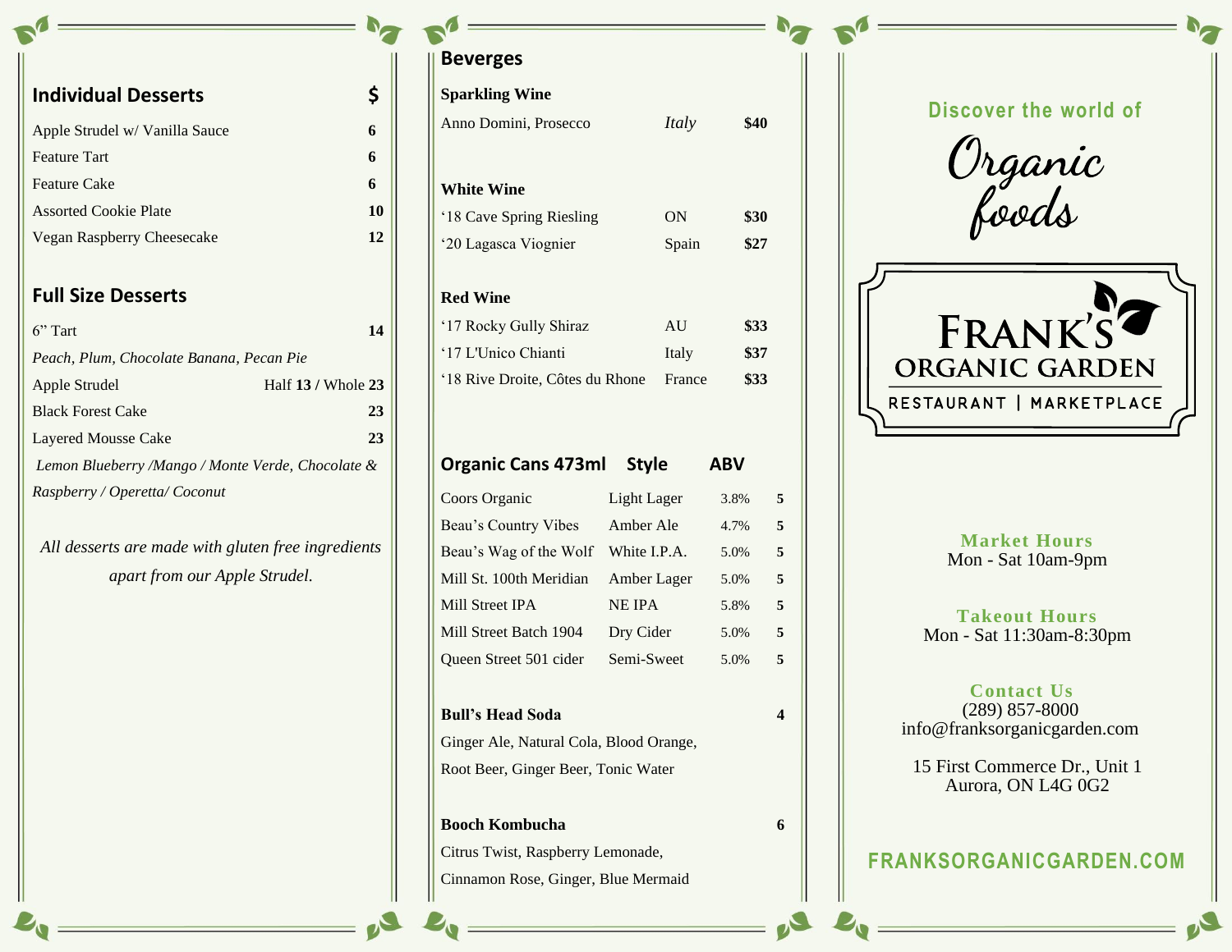## Individual Desserts

| Individual Desserts | $ |
|---|---|
| Apple Strudel w/ Vanilla Sauce | 6 |
| Feature Tart | 6 |
| Feature Cake | 6 |
| Assorted Cookie Plate | 10 |
| Vegan Raspberry Cheesecake | 12 |

## Full Size Desserts

| | |
|---|---|
| 6” Tart | **14** |
| *Peach, Plum, Chocolate Banana, Pecan Pie* | |
| Apple Strudel | Half **13** / Whole **23** |
| Black Forest Cake | **23** |
| Layered Mousse Cake | **23** |
| *Lemon Blueberry /Mango / Monte Verde, Chocolate & Raspberry / Operetta/ Coconut* | |

*All desserts are made with gluten free ingredients apart from our Apple Strudel.*

## Beverges

**Sparkling Wine**

| | | |
|---|---|---|
| Anno Domini, Prosecco | *Italy* | **$40** |

**White Wine**

| | | |
|---|---|---|
| ‘18 Cave Spring Riesling | ON | **$30** |
| ‘20 Lagasca Viognier | Spain | **$27** |

**Red Wine**

| | | |
|---|---|---|
| ‘17 Rocky Gully Shiraz | AU | **$33** |
| ‘17 L'Unico Chianti | Italy | **$37** |
| ‘18 Rive Droite, Côtes du Rhone | France | **$33** |

| Organic Cans 473ml | Style | ABV | |
|---|---|---|---|
| Coors Organic | Light Lager | 3.8% | **5** |
| Beau’s Country Vibes | Amber Ale | 4.7% | **5** |
| Beau’s Wag of the Wolf | White I.P.A. | 5.0% | **5** |
| Mill St. 100th Meridian | Amber Lager | 5.0% | **5** |
| Mill Street IPA | NE IPA | 5.8% | **5** |
| Mill Street Batch 1904 | Dry Cider | 5.0% | **5** |
| Queen Street 501 cider | Semi-Sweet | 5.0% | **5** |

**Bull’s Head Soda** **4**

Ginger Ale, Natural Cola, Blood Orange, Root Beer, Ginger Beer, Tonic Water

**Booch Kombucha** **6**

Citrus Twist, Raspberry Lemonade, Cinnamon Rose, Ginger, Blue Mermaid

---

**Discover the world of**

*Organic foods*

# FRANK’S ORGANIC GARDEN

RESTAURANT | MARKETPLACE

**Market Hours**
Mon - Sat 10am-9pm

**Takeout Hours**
Mon - Sat 11:30am-8:30pm

**Contact Us**
(289) 857-8000
info@franksorganicgarden.com

15 First Commerce Dr., Unit 1
Aurora, ON L4G 0G2

**FRANKSORGANICGARDEN.COM**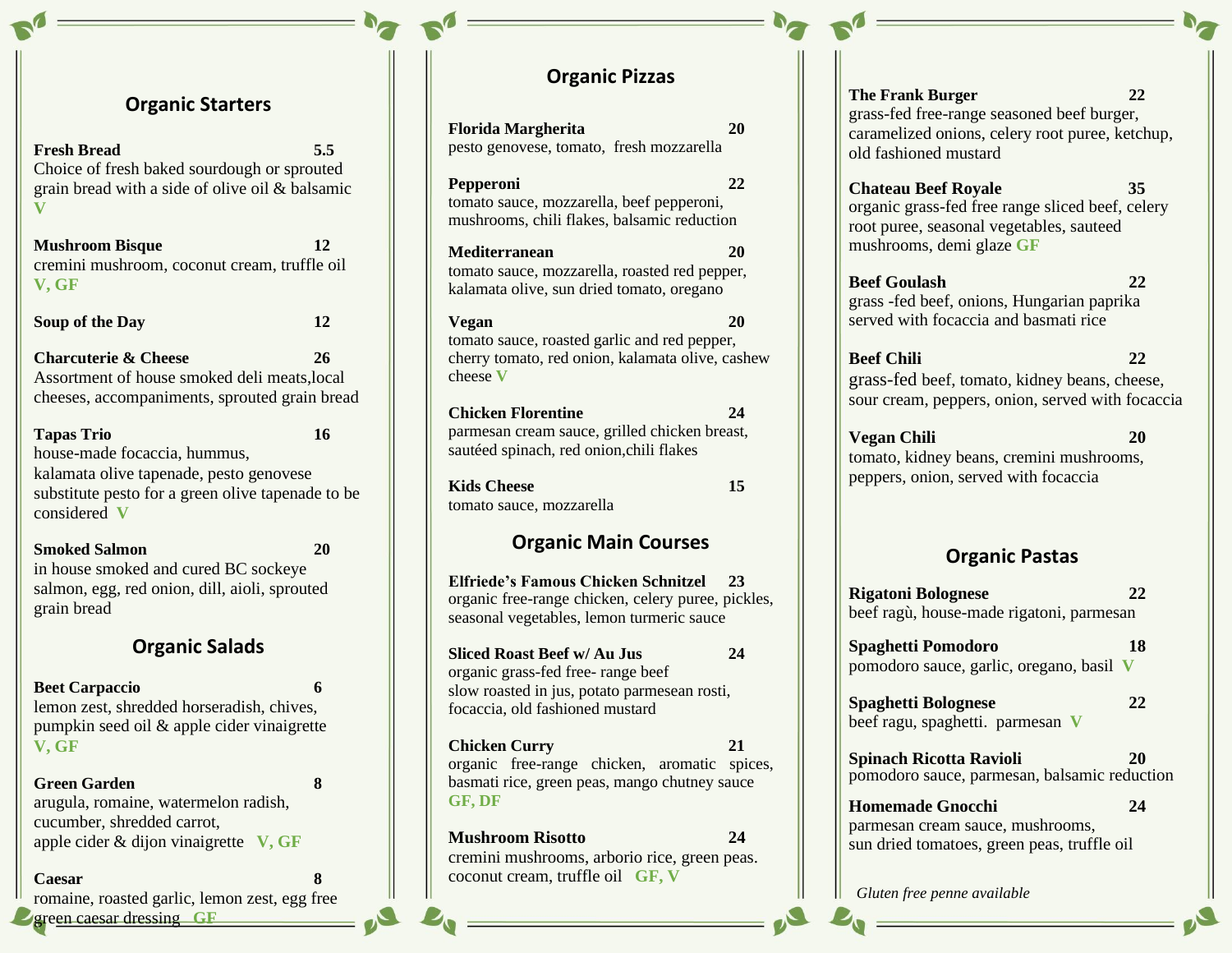## Organic Starters

**Fresh Bread** 5.5
Choice of fresh baked sourdough or sprouted grain bread with a side of olive oil & balsamic
**V**

**Mushroom Bisque** 12
cremini mushroom, coconut cream, truffle oil
**V, GF**

**Soup of the Day** 12

**Charcuterie & Cheese** 26
Assortment of house smoked deli meats,local cheeses, accompaniments, sprouted grain bread

**Tapas Trio** 16
house-made focaccia, hummus,
kalamata olive tapenade, pesto genovese
substitute pesto for a green olive tapenade to be considered **V**

**Smoked Salmon** 20
in house smoked and cured BC sockeye salmon, egg, red onion, dill, aioli, sprouted grain bread

## Organic Salads

**Beet Carpaccio** 6
lemon zest, shredded horseradish, chives, pumpkin seed oil & apple cider vinaigrette
**V, GF**

**Green Garden** 8
arugula, romaine, watermelon radish, cucumber, shredded carrot,
apple cider & dijon vinaigrette **V, GF**

**Caesar** 8
romaine, roasted garlic, lemon zest, egg free green caesar dressing **GF**

## Organic Pizzas

**Florida Margherita** 20
pesto genovese, tomato, fresh mozzarella

**Pepperoni** 22
tomato sauce, mozzarella, beef pepperoni, mushrooms, chili flakes, balsamic reduction

**Mediterranean** 20
tomato sauce, mozzarella, roasted red pepper, kalamata olive, sun dried tomato, oregano

**Vegan** 20
tomato sauce, roasted garlic and red pepper, cherry tomato, red onion, kalamata olive, cashew cheese **V**

**Chicken Florentine** 24
parmesan cream sauce, grilled chicken breast, sautéed spinach, red onion,chili flakes

**Kids Cheese** 15
tomato sauce, mozzarella

## Organic Main Courses

**Elfriede's Famous Chicken Schnitzel** 23
organic free-range chicken, celery puree, pickles, seasonal vegetables, lemon turmeric sauce

**Sliced Roast Beef w/ Au Jus** 24
organic grass-fed free- range beef
slow roasted in jus, potato parmesean rosti, focaccia, old fashioned mustard

**Chicken Curry** 21
organic free-range chicken, aromatic spices, basmati rice, green peas, mango chutney sauce
**GF, DF**

**Mushroom Risotto** 24
cremini mushrooms, arborio rice, green peas. coconut cream, truffle oil **GF, V**

**The Frank Burger** 22
grass-fed free-range seasoned beef burger, caramelized onions, celery root puree, ketchup, old fashioned mustard

**Chateau Beef Royale** 35
organic grass-fed free range sliced beef, celery root puree, seasonal vegetables, sauteed mushrooms, demi glaze **GF**

**Beef Goulash** 22
grass -fed beef, onions, Hungarian paprika served with focaccia and basmati rice

**Beef Chili** 22
grass-fed beef, tomato, kidney beans, cheese, sour cream, peppers, onion, served with focaccia

**Vegan Chili** 20
tomato, kidney beans, cremini mushrooms, peppers, onion, served with focaccia

## Organic Pastas

**Rigatoni Bolognese** 22
beef ragù, house-made rigatoni, parmesan

**Spaghetti Pomodoro** 18
pomodoro sauce, garlic, oregano, basil **V**

**Spaghetti Bolognese** 22
beef ragu, spaghetti. parmesan **V**

**Spinach Ricotta Ravioli** 20
pomodoro sauce, parmesan, balsamic reduction

**Homemade Gnocchi** 24
parmesan cream sauce, mushrooms,
sun dried tomatoes, green peas, truffle oil

*Gluten free penne available*